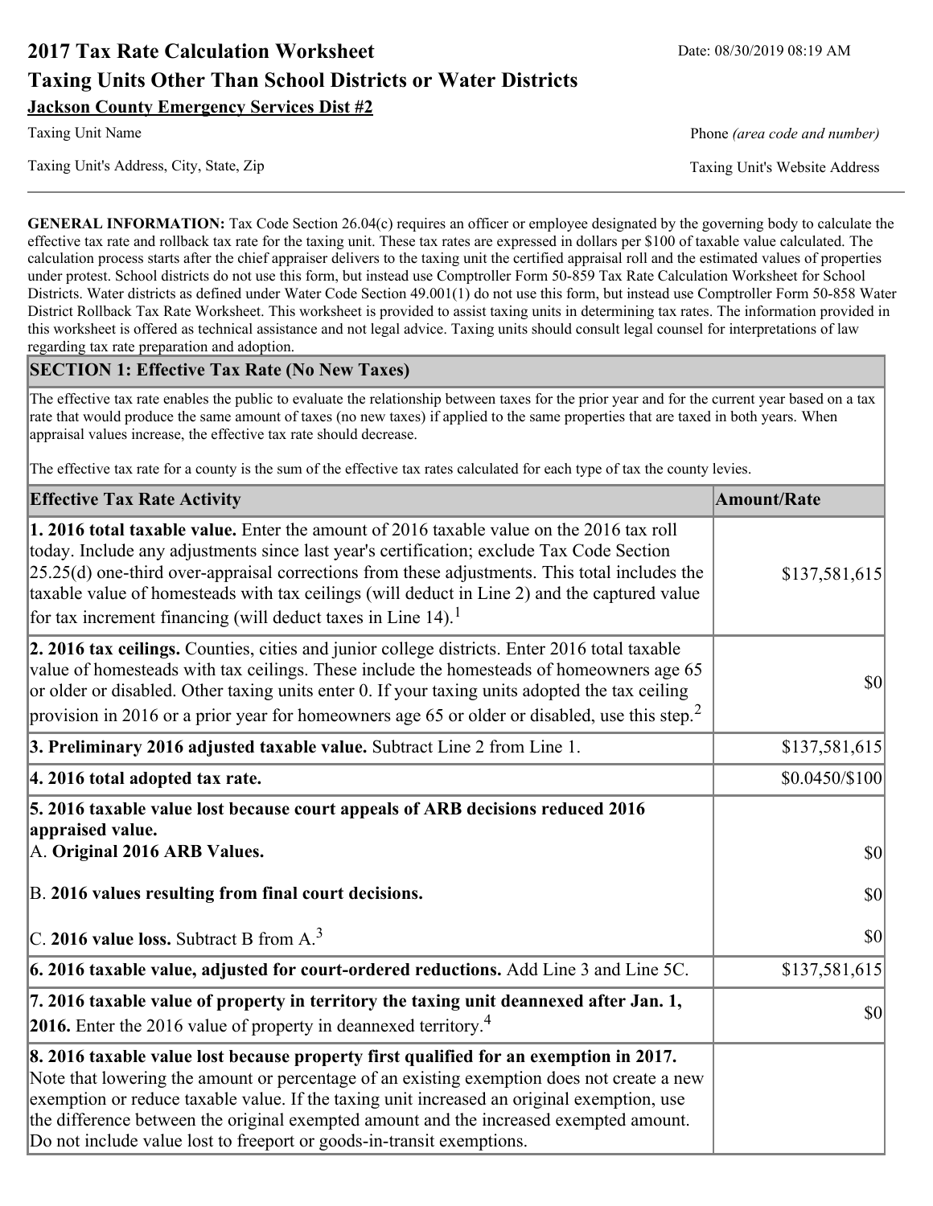# 2017 Tax Rate Calculation Worksheet

Date: 08/30/2019 08:19 AM

## Taxing Units Other Than School Districts or Water Districts

**Jackson County Emergency Services Dist #2**

Taxing Unit Name

Phone *(area code and number)*

Taxing Unit's Address, City, State, Zip

Taxing Unit's Website Address

**GENERAL INFORMATION:** Tax Code Section 26.04(c) requires an officer or employee designated by the governing body to calculate the effective tax rate and rollback tax rate for the taxing unit. These tax rates are expressed in dollars per $100 of taxable value calculated. The calculation process starts after the chief appraiser delivers to the taxing unit the certified appraisal roll and the estimated values of properties under protest. School districts do not use this form, but instead use Comptroller Form 50-859 Tax Rate Calculation Worksheet for School Districts. Water districts as defined under Water Code Section 49.001(1) do not use this form, but instead use Comptroller Form 50-858 Water District Rollback Tax Rate Worksheet. This worksheet is provided to assist taxing units in determining tax rates. The information provided in this worksheet is offered as technical assistance and not legal advice. Taxing units should consult legal counsel for interpretations of law regarding tax rate preparation and adoption.

### SECTION 1: Effective Tax Rate (No New Taxes)

The effective tax rate enables the public to evaluate the relationship between taxes for the prior year and for the current year based on a tax rate that would produce the same amount of taxes (no new taxes) if applied to the same properties that are taxed in both years. When appraisal values increase, the effective tax rate should decrease.

The effective tax rate for a county is the sum of the effective tax rates calculated for each type of tax the county levies.

| Effective Tax Rate Activity | Amount/Rate |
|---|---|
| **1. 2016 total taxable value.** Enter the amount of 2016 taxable value on the 2016 tax roll today. Include any adjustments since last year's certification; exclude Tax Code Section 25.25(d) one-third over-appraisal corrections from these adjustments. This total includes the taxable value of homesteads with tax ceilings (will deduct in Line 2) and the captured value for tax increment financing (will deduct taxes in Line 14).[1] | $137,581,615 |
| **2. 2016 tax ceilings.** Counties, cities and junior college districts. Enter 2016 total taxable value of homesteads with tax ceilings. These include the homesteads of homeowners age 65 or older or disabled. Other taxing units enter 0. If your taxing units adopted the tax ceiling provision in 2016 or a prior year for homeowners age 65 or older or disabled, use this step.[2] | $0 |
| **3. Preliminary 2016 adjusted taxable value.** Subtract Line 2 from Line 1. | $137,581,615 |
| **4. 2016 total adopted tax rate.** | $0.0450/$100 |
| **5. 2016 taxable value lost because court appeals of ARB decisions reduced 2016 appraised value.** | |
| A. **Original 2016 ARB Values.** | $0 |
| B. **2016 values resulting from final court decisions.** | $0 |
| C. **2016 value loss.** Subtract B from A.[3] | $0 |
| **6. 2016 taxable value, adjusted for court-ordered reductions.** Add Line 3 and Line 5C. | $137,581,615 |
| **7. 2016 taxable value of property in territory the taxing unit deannexed after Jan. 1, 2016.** Enter the 2016 value of property in deannexed territory.[4] | $0 |
| **8. 2016 taxable value lost because property first qualified for an exemption in 2017.** Note that lowering the amount or percentage of an existing exemption does not create a new exemption or reduce taxable value. If the taxing unit increased an original exemption, use the difference between the original exempted amount and the increased exempted amount. Do not include value lost to freeport or goods-in-transit exemptions. | |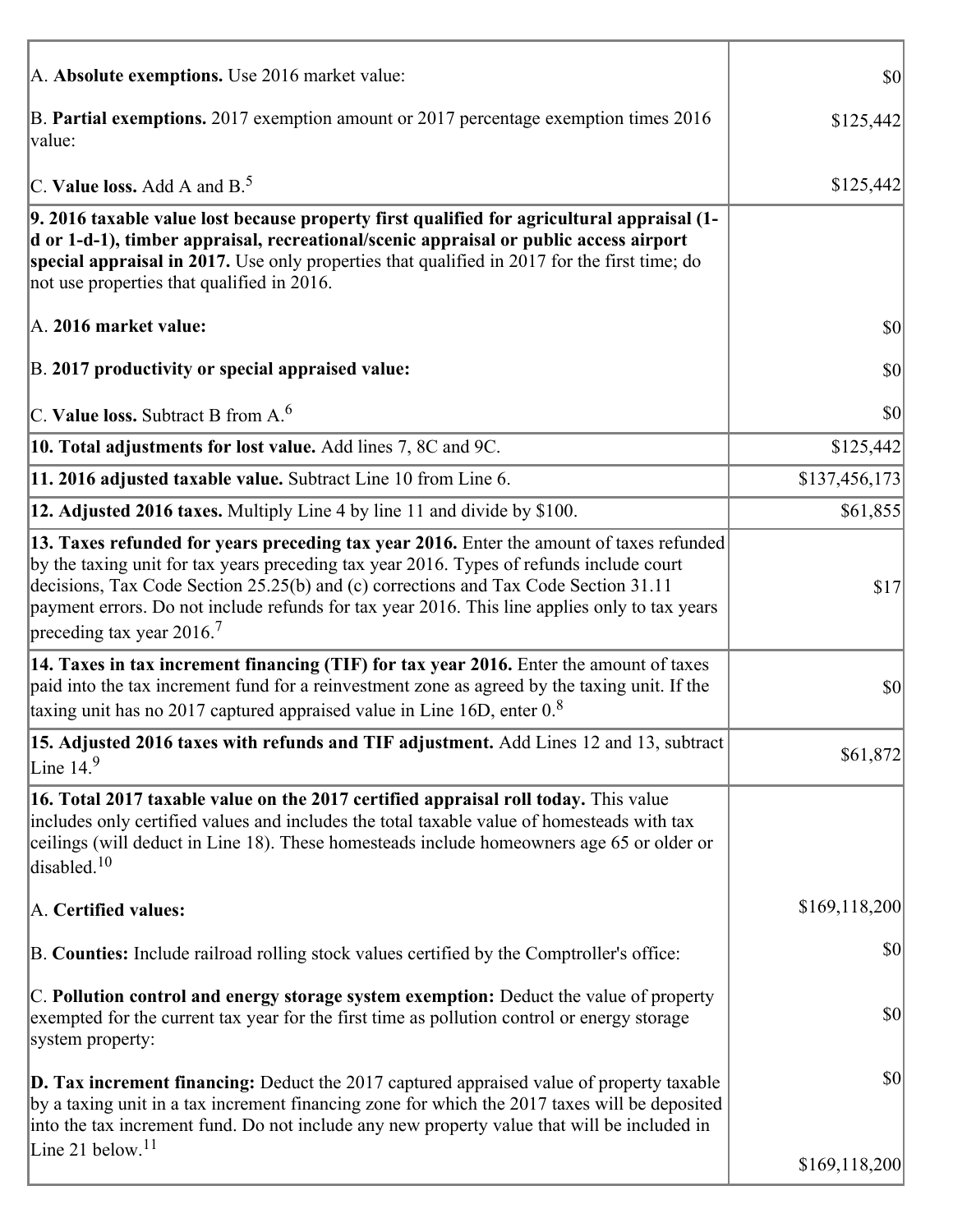| | |
|---|---|
| A. **Absolute exemptions.** Use 2016 market value: | $0 |
| B. **Partial exemptions.** 2017 exemption amount or 2017 percentage exemption times 2016 value: | $125,442 |
| C. **Value loss.** Add A and B.[5] | $125,442 |
| **9. 2016 taxable value lost because property first qualified for agricultural appraisal (1-d or 1-d-1), timber appraisal, recreational/scenic appraisal or public access airport special appraisal in 2017.** Use only properties that qualified in 2017 for the first time; do not use properties that qualified in 2016. | |
| A. **2016 market value:** | $0 |
| B. **2017 productivity or special appraised value:** | $0 |
| C. **Value loss.** Subtract B from A.[6] | $0 |
| **10. Total adjustments for lost value.** Add lines 7, 8C and 9C. | $125,442 |
| **11. 2016 adjusted taxable value.** Subtract Line 10 from Line 6. | $137,456,173 |
| **12. Adjusted 2016 taxes.** Multiply Line 4 by line 11 and divide by $100. | $61,855 |
| **13. Taxes refunded for years preceding tax year 2016.** Enter the amount of taxes refunded by the taxing unit for tax years preceding tax year 2016. Types of refunds include court decisions, Tax Code Section 25.25(b) and (c) corrections and Tax Code Section 31.11 payment errors. Do not include refunds for tax year 2016. This line applies only to tax years preceding tax year 2016.[7] | $17 |
| **14. Taxes in tax increment financing (TIF) for tax year 2016.** Enter the amount of taxes paid into the tax increment fund for a reinvestment zone as agreed by the taxing unit. If the taxing unit has no 2017 captured appraised value in Line 16D, enter 0.[8] | $0 |
| **15. Adjusted 2016 taxes with refunds and TIF adjustment.** Add Lines 12 and 13, subtract Line 14.[9] | $61,872 |
| **16. Total 2017 taxable value on the 2017 certified appraisal roll today.** This value includes only certified values and includes the total taxable value of homesteads with tax ceilings (will deduct in Line 18). These homesteads include homeowners age 65 or older or disabled.[10] | |
| A. **Certified values:** | $169,118,200 |
| B. **Counties:** Include railroad rolling stock values certified by the Comptroller's office: | $0 |
| C. **Pollution control and energy storage system exemption:** Deduct the value of property exempted for the current tax year for the first time as pollution control or energy storage system property: | $0 |
| **D. Tax increment financing:** Deduct the 2017 captured appraised value of property taxable by a taxing unit in a tax increment financing zone for which the 2017 taxes will be deposited into the tax increment fund. Do not include any new property value that will be included in Line 21 below.[11] | $0<br>$169,118,200 |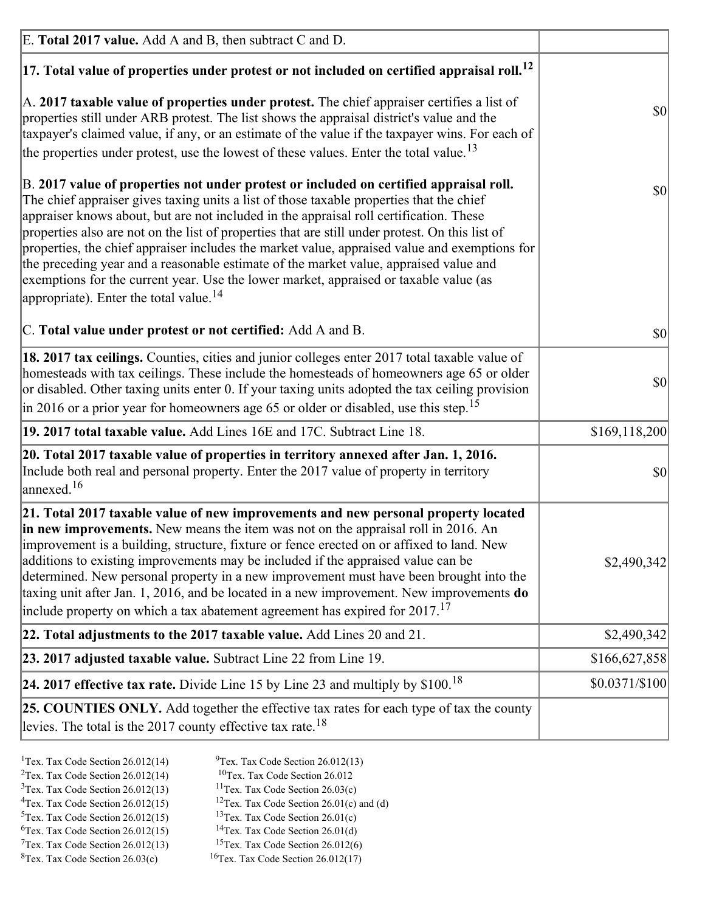| | |
|---|---|
| E. **Total 2017 value.** Add A and B, then subtract C and D. | |
| **17. Total value of properties under protest or not included on certified appraisal roll.**[12]<br><br>A. **2017 taxable value of properties under protest.** The chief appraiser certifies a list of properties still under ARB protest. The list shows the appraisal district's value and the taxpayer's claimed value, if any, or an estimate of the value if the taxpayer wins. For each of the properties under protest, use the lowest of these values. Enter the total value.[13] | $0 |
| B. **2017 value of properties not under protest or included on certified appraisal roll.** The chief appraiser gives taxing units a list of those taxable properties that the chief appraiser knows about, but are not included in the appraisal roll certification. These properties also are not on the list of properties that are still under protest. On this list of properties, the chief appraiser includes the market value, appraised value and exemptions for the preceding year and a reasonable estimate of the market value, appraised value and exemptions for the current year. Use the lower market, appraised or taxable value (as appropriate). Enter the total value.[14] | $0 |
| C. **Total value under protest or not certified:** Add A and B. | $0 |
| **18. 2017 tax ceilings.** Counties, cities and junior colleges enter 2017 total taxable value of homesteads with tax ceilings. These include the homesteads of homeowners age 65 or older or disabled. Other taxing units enter 0. If your taxing units adopted the tax ceiling provision in 2016 or a prior year for homeowners age 65 or older or disabled, use this step.[15] | $0 |
| **19. 2017 total taxable value.** Add Lines 16E and 17C. Subtract Line 18. | $169,118,200 |
| **20. Total 2017 taxable value of properties in territory annexed after Jan. 1, 2016.** Include both real and personal property. Enter the 2017 value of property in territory annexed.[16] | $0 |
| **21. Total 2017 taxable value of new improvements and new personal property located in new improvements.** New means the item was not on the appraisal roll in 2016. An improvement is a building, structure, fixture or fence erected on or affixed to land. New additions to existing improvements may be included if the appraised value can be determined. New personal property in a new improvement must have been brought into the taxing unit after Jan. 1, 2016, and be located in a new improvement. New improvements **do** include property on which a tax abatement agreement has expired for 2017.[17] | $2,490,342 |
| **22. Total adjustments to the 2017 taxable value.** Add Lines 20 and 21. | $2,490,342 |
| **23. 2017 adjusted taxable value.** Subtract Line 22 from Line 19. | $166,627,858 |
| **24. 2017 effective tax rate.** Divide Line 15 by Line 23 and multiply by $100.[18] | $0.0371/$100 |
| **25. COUNTIES ONLY.** Add together the effective tax rates for each type of tax the county levies. The total is the 2017 county effective tax rate.[18] | |

[1]Tex. Tax Code Section 26.012(14)
[2]Tex. Tax Code Section 26.012(14)
[3]Tex. Tax Code Section 26.012(13)
[4]Tex. Tax Code Section 26.012(15)
[5]Tex. Tax Code Section 26.012(15)
[6]Tex. Tax Code Section 26.012(15)
[7]Tex. Tax Code Section 26.012(13)
[8]Tex. Tax Code Section 26.03(c)
[9]Tex. Tax Code Section 26.012(13)
[10]Tex. Tax Code Section 26.012
[11]Tex. Tax Code Section 26.03(c)
[12]Tex. Tax Code Section 26.01(c) and (d)
[13]Tex. Tax Code Section 26.01(c)
[14]Tex. Tax Code Section 26.01(d)
[15]Tex. Tax Code Section 26.012(6)
[16]Tex. Tax Code Section 26.012(17)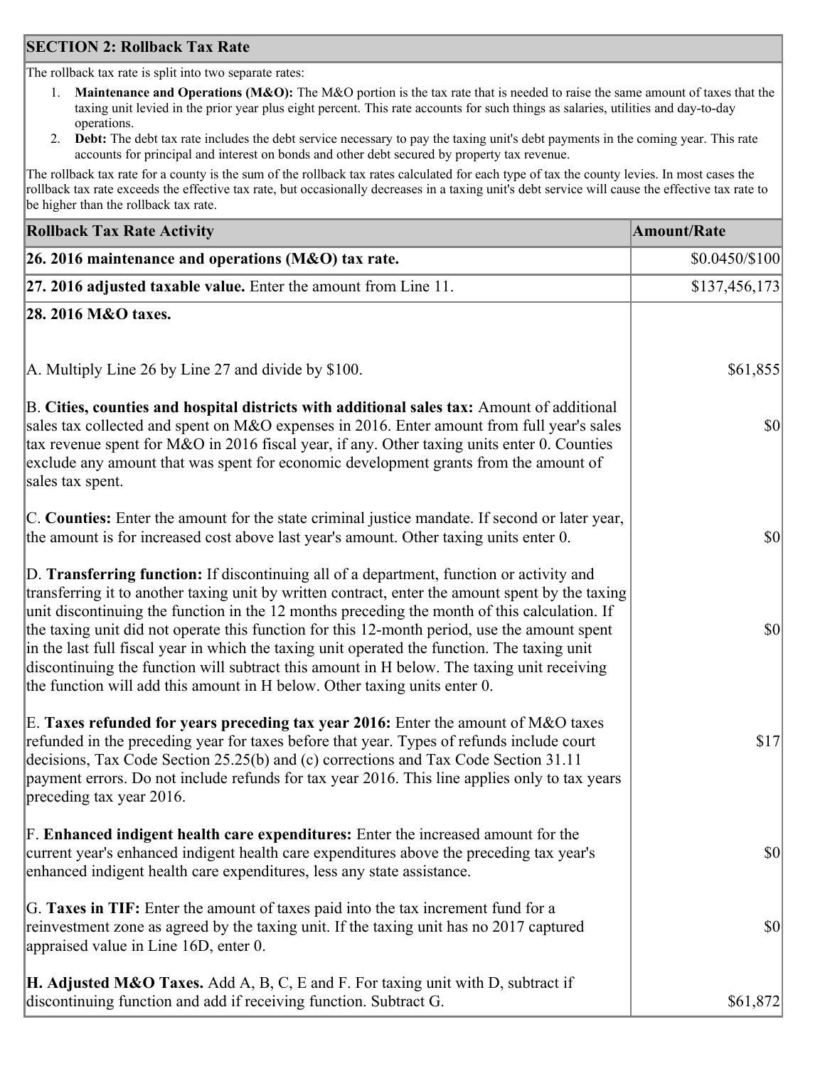## SECTION 2: Rollback Tax Rate

The rollback tax rate is split into two separate rates:

1. **Maintenance and Operations (M&O):** The M&O portion is the tax rate that is needed to raise the same amount of taxes that the taxing unit levied in the prior year plus eight percent. This rate accounts for such things as salaries, utilities and day-to-day operations.
2. **Debt:** The debt tax rate includes the debt service necessary to pay the taxing unit's debt payments in the coming year. This rate accounts for principal and interest on bonds and other debt secured by property tax revenue.

The rollback tax rate for a county is the sum of the rollback tax rates calculated for each type of tax the county levies. In most cases the rollback tax rate exceeds the effective tax rate, but occasionally decreases in a taxing unit's debt service will cause the effective tax rate to be higher than the rollback tax rate.

| Rollback Tax Rate Activity | Amount/Rate |
|---|---|
| **26. 2016 maintenance and operations (M&O) tax rate.** | $0.0450/$100 |
| **27. 2016 adjusted taxable value.** Enter the amount from Line 11. | $137,456,173 |
| **28. 2016 M&O taxes.** | |
| A. Multiply Line 26 by Line 27 and divide by $100. | $61,855 |
| B. **Cities, counties and hospital districts with additional sales tax:** Amount of additional sales tax collected and spent on M&O expenses in 2016. Enter amount from full year's sales tax revenue spent for M&O in 2016 fiscal year, if any. Other taxing units enter 0. Counties exclude any amount that was spent for economic development grants from the amount of sales tax spent. | $0 |
| C. **Counties:** Enter the amount for the state criminal justice mandate. If second or later year, the amount is for increased cost above last year's amount. Other taxing units enter 0. | $0 |
| D. **Transferring function:** If discontinuing all of a department, function or activity and transferring it to another taxing unit by written contract, enter the amount spent by the taxing unit discontinuing the function in the 12 months preceding the month of this calculation. If the taxing unit did not operate this function for this 12-month period, use the amount spent in the last full fiscal year in which the taxing unit operated the function. The taxing unit discontinuing the function will subtract this amount in H below. The taxing unit receiving the function will add this amount in H below. Other taxing units enter 0. | $0 |
| E. **Taxes refunded for years preceding tax year 2016:** Enter the amount of M&O taxes refunded in the preceding year for taxes before that year. Types of refunds include court decisions, Tax Code Section 25.25(b) and (c) corrections and Tax Code Section 31.11 payment errors. Do not include refunds for tax year 2016. This line applies only to tax years preceding tax year 2016. | $17 |
| F. **Enhanced indigent health care expenditures:** Enter the increased amount for the current year's enhanced indigent health care expenditures above the preceding tax year's enhanced indigent health care expenditures, less any state assistance. | $0 |
| G. **Taxes in TIF:** Enter the amount of taxes paid into the tax increment fund for a reinvestment zone as agreed by the taxing unit. If the taxing unit has no 2017 captured appraised value in Line 16D, enter 0. | $0 |
| **H. Adjusted M&O Taxes.** Add A, B, C, E and F. For taxing unit with D, subtract if discontinuing function and add if receiving function. Subtract G. | $61,872 |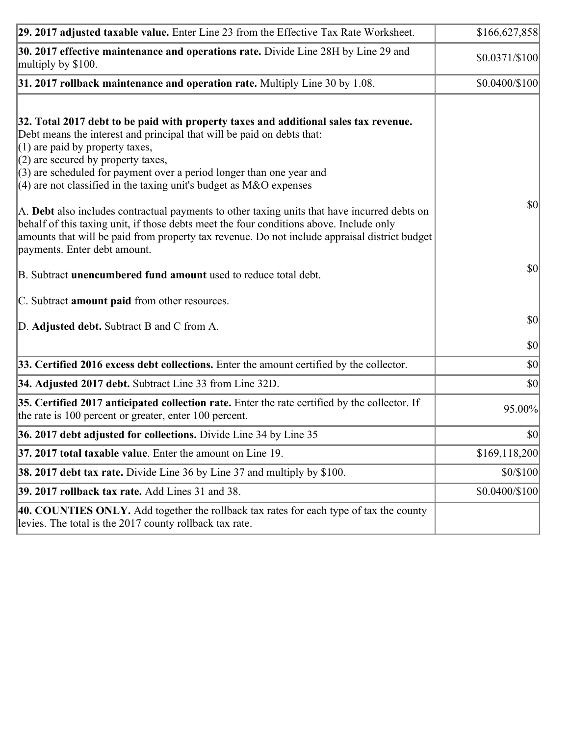| | |
|---|---|
| **29. 2017 adjusted taxable value.** Enter Line 23 from the Effective Tax Rate Worksheet. | $166,627,858 |
| **30. 2017 effective maintenance and operations rate.** Divide Line 28H by Line 29 and multiply by $100. | $0.0371/$100 |
| **31. 2017 rollback maintenance and operation rate.** Multiply Line 30 by 1.08. | $0.0400/$100 |
| **32. Total 2017 debt to be paid with property taxes and additional sales tax revenue.** Debt means the interest and principal that will be paid on debts that:<br>(1) are paid by property taxes,<br>(2) are secured by property taxes,<br>(3) are scheduled for payment over a period longer than one year and<br>(4) are not classified in the taxing unit's budget as M&O expenses<br><br>A. **Debt** also includes contractual payments to other taxing units that have incurred debts on behalf of this taxing unit, if those debts meet the four conditions above. Include only amounts that will be paid from property tax revenue. Do not include appraisal district budget payments. Enter debt amount.<br><br>B. Subtract **unencumbered fund amount** used to reduce total debt.<br><br>C. Subtract **amount paid** from other resources.<br><br>D. **Adjusted debt.** Subtract B and C from A. | $0<br><br>$0<br><br>$0<br><br>$0 |
| **33. Certified 2016 excess debt collections.** Enter the amount certified by the collector. | $0 |
| **34. Adjusted 2017 debt.** Subtract Line 33 from Line 32D. | $0 |
| **35. Certified 2017 anticipated collection rate.** Enter the rate certified by the collector. If the rate is 100 percent or greater, enter 100 percent. | 95.00% |
| **36. 2017 debt adjusted for collections.** Divide Line 34 by Line 35 | $0 |
| **37. 2017 total taxable value**. Enter the amount on Line 19. | $169,118,200 |
| **38. 2017 debt tax rate.** Divide Line 36 by Line 37 and multiply by $100. | $0/$100 |
| **39. 2017 rollback tax rate.** Add Lines 31 and 38. | $0.0400/$100 |
| **40. COUNTIES ONLY.** Add together the rollback tax rates for each type of tax the county levies. The total is the 2017 county rollback tax rate. | |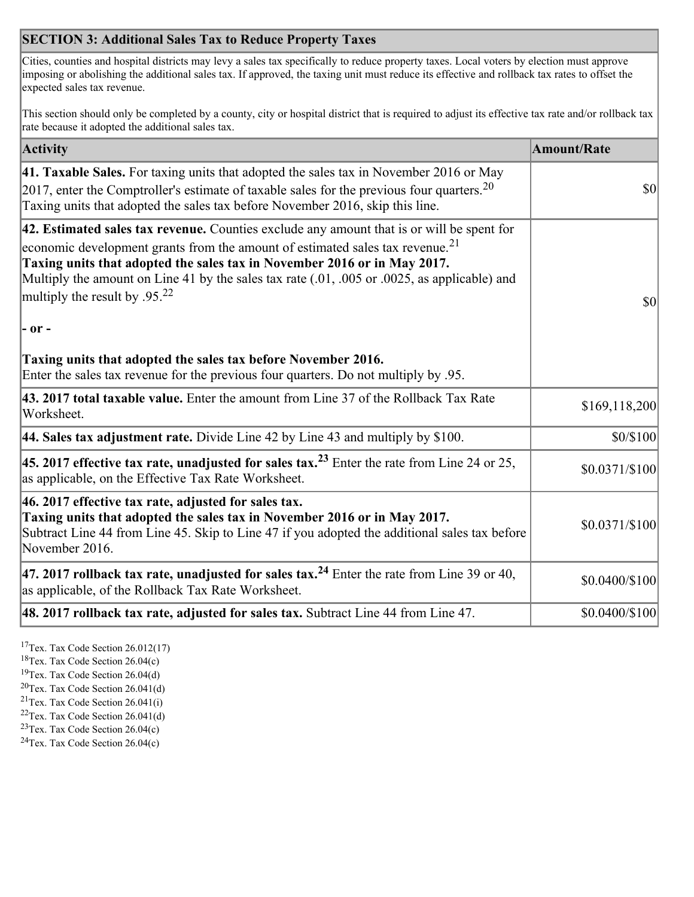## SECTION 3: Additional Sales Tax to Reduce Property Taxes

Cities, counties and hospital districts may levy a sales tax specifically to reduce property taxes. Local voters by election must approve imposing or abolishing the additional sales tax. If approved, the taxing unit must reduce its effective and rollback tax rates to offset the expected sales tax revenue.

This section should only be completed by a county, city or hospital district that is required to adjust its effective tax rate and/or rollback tax rate because it adopted the additional sales tax.

| Activity | Amount/Rate |
|---|---|
| **41. Taxable Sales.** For taxing units that adopted the sales tax in November 2016 or May 2017, enter the Comptroller's estimate of taxable sales for the previous four quarters.[20] Taxing units that adopted the sales tax before November 2016, skip this line. | $0 |
| **42. Estimated sales tax revenue.** Counties exclude any amount that is or will be spent for economic development grants from the amount of estimated sales tax revenue.[21] **Taxing units that adopted the sales tax in November 2016 or in May 2017.** Multiply the amount on Line 41 by the sales tax rate (.01, .005 or .0025, as applicable) and multiply the result by .95.[22] **- or -** **Taxing units that adopted the sales tax before November 2016.** Enter the sales tax revenue for the previous four quarters. Do not multiply by .95. | $0 |
| **43. 2017 total taxable value.** Enter the amount from Line 37 of the Rollback Tax Rate Worksheet. | $169,118,200 |
| **44. Sales tax adjustment rate.** Divide Line 42 by Line 43 and multiply by $100. | $0/$100 |
| **45. 2017 effective tax rate, unadjusted for sales tax.**[23] Enter the rate from Line 24 or 25, as applicable, on the Effective Tax Rate Worksheet. | $0.0371/$100 |
| **46. 2017 effective tax rate, adjusted for sales tax.** **Taxing units that adopted the sales tax in November 2016 or in May 2017.** Subtract Line 44 from Line 45. Skip to Line 47 if you adopted the additional sales tax before November 2016. | $0.0371/$100 |
| **47. 2017 rollback tax rate, unadjusted for sales tax.**[24] Enter the rate from Line 39 or 40, as applicable, of the Rollback Tax Rate Worksheet. | $0.0400/$100 |
| **48. 2017 rollback tax rate, adjusted for sales tax.** Subtract Line 44 from Line 47. | $0.0400/$100 |

[17] Tex. Tax Code Section 26.012(17)
[18] Tex. Tax Code Section 26.04(c)
[19] Tex. Tax Code Section 26.04(d)
[20] Tex. Tax Code Section 26.041(d)
[21] Tex. Tax Code Section 26.041(i)
[22] Tex. Tax Code Section 26.041(d)
[23] Tex. Tax Code Section 26.04(c)
[24] Tex. Tax Code Section 26.04(c)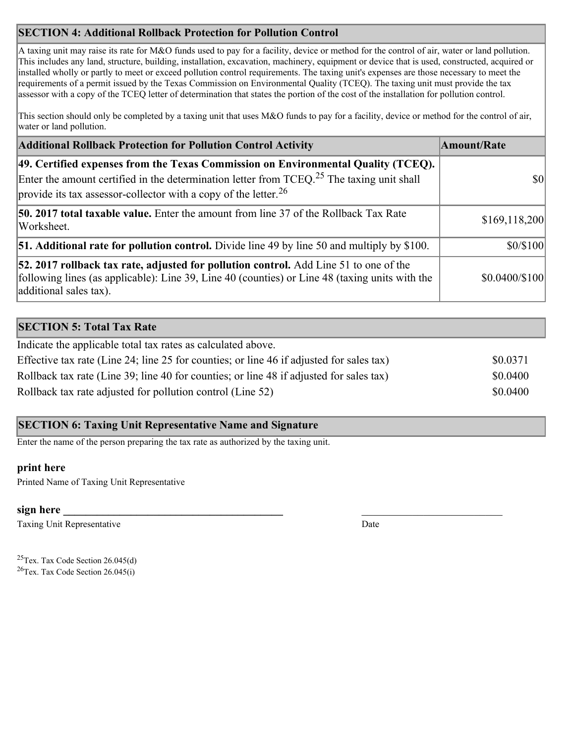## SECTION 4: Additional Rollback Protection for Pollution Control

A taxing unit may raise its rate for M&O funds used to pay for a facility, device or method for the control of air, water or land pollution. This includes any land, structure, building, installation, excavation, machinery, equipment or device that is used, constructed, acquired or installed wholly or partly to meet or exceed pollution control requirements. The taxing unit's expenses are those necessary to meet the requirements of a permit issued by the Texas Commission on Environmental Quality (TCEQ). The taxing unit must provide the tax assessor with a copy of the TCEQ letter of determination that states the portion of the cost of the installation for pollution control.

This section should only be completed by a taxing unit that uses M&O funds to pay for a facility, device or method for the control of air, water or land pollution.

| Additional Rollback Protection for Pollution Control Activity | Amount/Rate |
|---|---|
| **49. Certified expenses from the Texas Commission on Environmental Quality (TCEQ).** Enter the amount certified in the determination letter from TCEQ.[25] The taxing unit shall provide its tax assessor-collector with a copy of the letter.[26] | $0 |
| **50. 2017 total taxable value.** Enter the amount from line 37 of the Rollback Tax Rate Worksheet. | $169,118,200 |
| **51. Additional rate for pollution control.** Divide line 49 by line 50 and multiply by $100. | $0/$100 |
| **52. 2017 rollback tax rate, adjusted for pollution control.** Add Line 51 to one of the following lines (as applicable): Line 39, Line 40 (counties) or Line 48 (taxing units with the additional sales tax). | $0.0400/$100 |

## SECTION 5: Total Tax Rate

Indicate the applicable total tax rates as calculated above.

| | |
|---|---|
| Effective tax rate (Line 24; line 25 for counties; or line 46 if adjusted for sales tax) | $0.0371 |
| Rollback tax rate (Line 39; line 40 for counties; or line 48 if adjusted for sales tax) | $0.0400 |
| Rollback tax rate adjusted for pollution control (Line 52) | $0.0400 |

## SECTION 6: Taxing Unit Representative Name and Signature

Enter the name of the person preparing the tax rate as authorized by the taxing unit.

**print here**

Printed Name of Taxing Unit Representative

**sign here** ________________________________________ ____________________________

Taxing Unit Representative Date

[25]Tex. Tax Code Section 26.045(d)
[26]Tex. Tax Code Section 26.045(i)